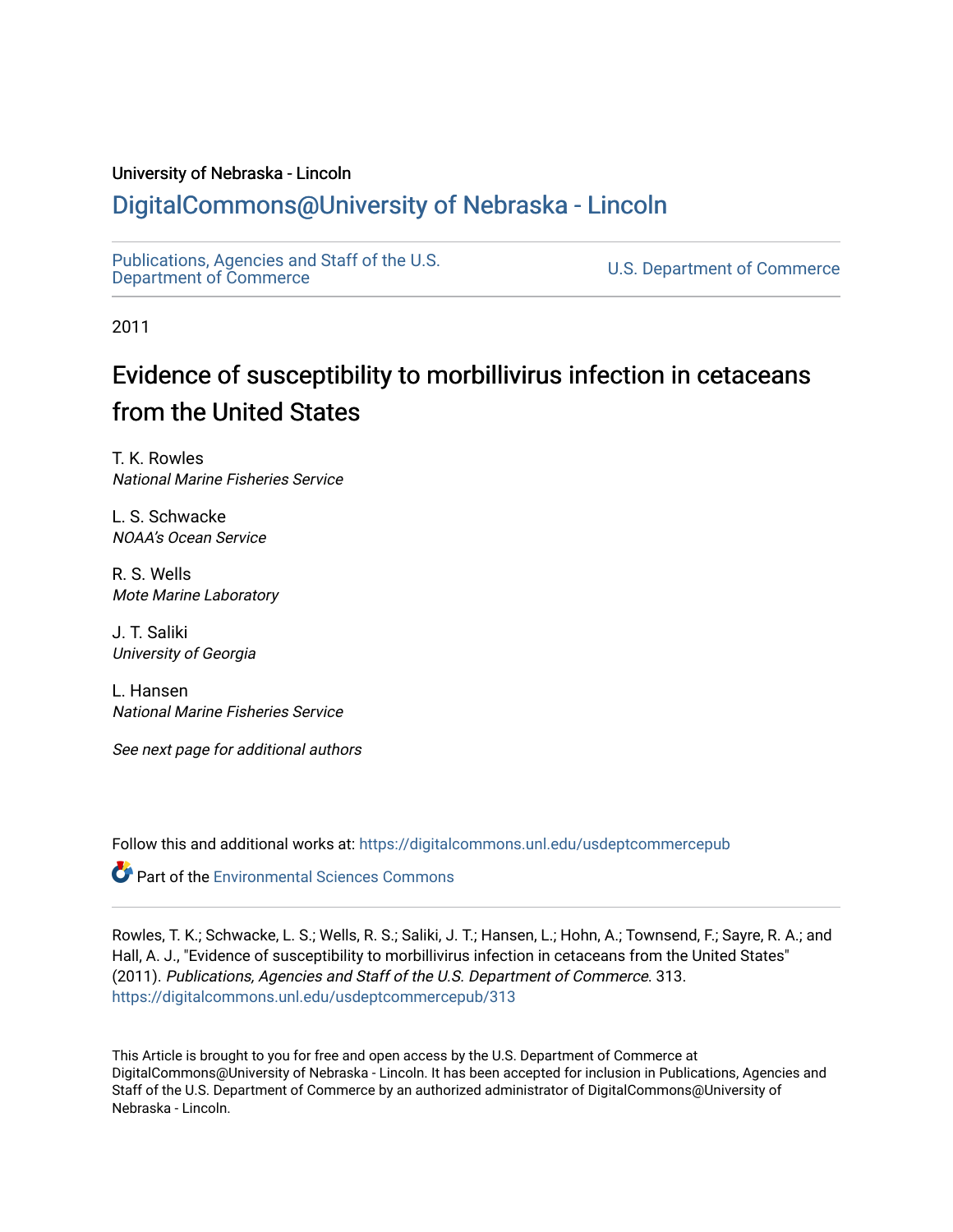University of Nebraska - Lincoln

# DigitalCommons@University of Nebraska - Lincoln

Publications, Agencies and Staff of the U.S. Department of Commerce

U.S. Department of Commerce

2011

# Evidence of susceptibility to morbillivirus infection in cetaceans from the United States

T. K. Rowles
*National Marine Fisheries Service*

L. S. Schwacke
*NOAA's Ocean Service*

R. S. Wells
*Mote Marine Laboratory*

J. T. Saliki
*University of Georgia*

L. Hansen
*National Marine Fisheries Service*

*See next page for additional authors*

Follow this and additional works at: https://digitalcommons.unl.edu/usdeptcommercepub

Part of the Environmental Sciences Commons

Rowles, T. K.; Schwacke, L. S.; Wells, R. S.; Saliki, J. T.; Hansen, L.; Hohn, A.; Townsend, F.; Sayre, R. A.; and Hall, A. J., "Evidence of susceptibility to morbillivirus infection in cetaceans from the United States" (2011). *Publications, Agencies and Staff of the U.S. Department of Commerce*. 313.
https://digitalcommons.unl.edu/usdeptcommercepub/313

This Article is brought to you for free and open access by the U.S. Department of Commerce at DigitalCommons@University of Nebraska - Lincoln. It has been accepted for inclusion in Publications, Agencies and Staff of the U.S. Department of Commerce by an authorized administrator of DigitalCommons@University of Nebraska - Lincoln.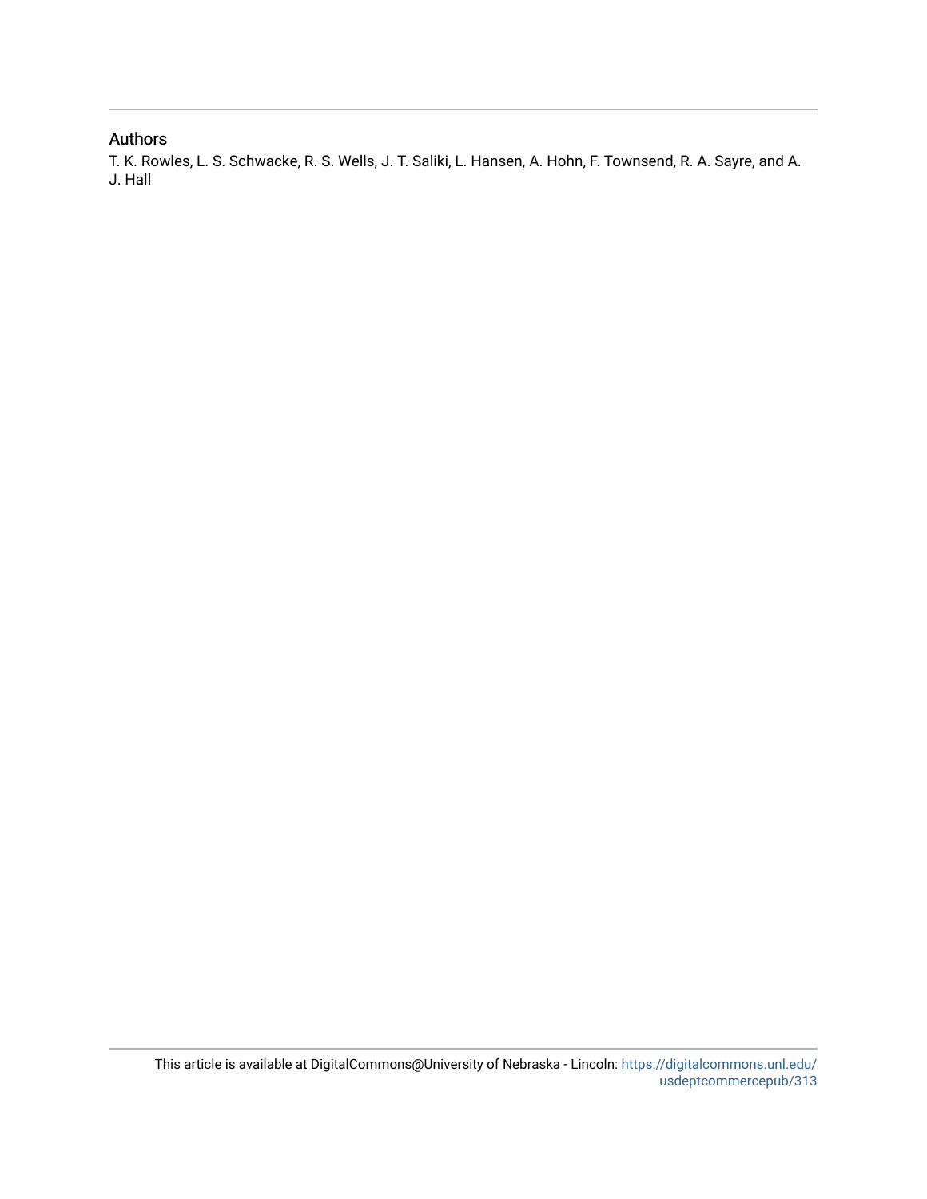## Authors

T. K. Rowles, L. S. Schwacke, R. S. Wells, J. T. Saliki, L. Hansen, A. Hohn, F. Townsend, R. A. Sayre, and A. J. Hall

This article is available at DigitalCommons@University of Nebraska - Lincoln: https://digitalcommons.unl.edu/usdeptcommercepub/313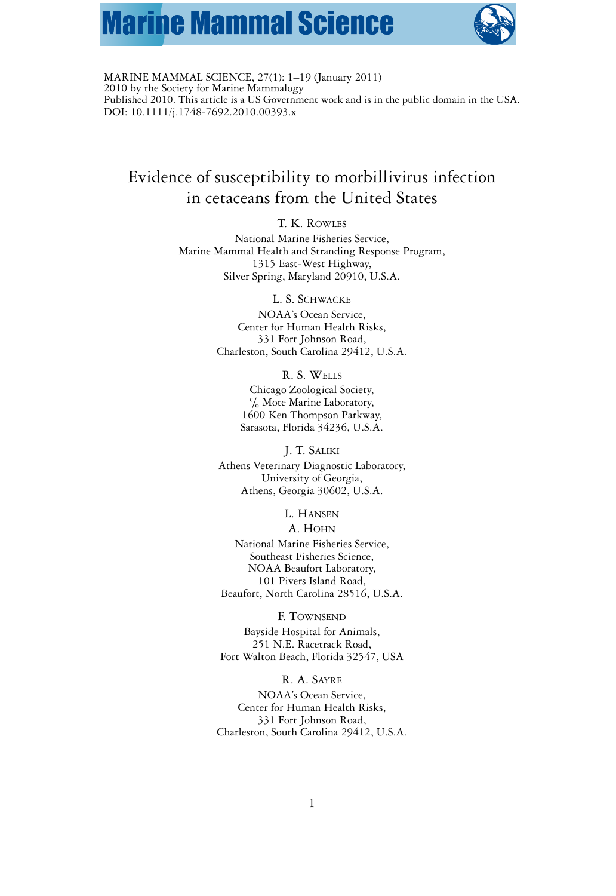MARINE MAMMAL SCIENCE, 27(1): 1–19 (January 2011)
2010 by the Society for Marine Mammalogy
Published 2010. This article is a US Government work and is in the public domain in the USA.
DOI: 10.1111/j.1748-7692.2010.00393.x

# Evidence of susceptibility to morbillivirus infection in cetaceans from the United States

T. K. Rowles

National Marine Fisheries Service,
Marine Mammal Health and Stranding Response Program,
1315 East-West Highway,
Silver Spring, Maryland 20910, U.S.A.

L. S. Schwacke

NOAA's Ocean Service,
Center for Human Health Risks,
331 Fort Johnson Road,
Charleston, South Carolina 29412, U.S.A.

R. S. Wells

Chicago Zoological Society,
c/o Mote Marine Laboratory,
1600 Ken Thompson Parkway,
Sarasota, Florida 34236, U.S.A.

J. T. Saliki

Athens Veterinary Diagnostic Laboratory,
University of Georgia,
Athens, Georgia 30602, U.S.A.

L. Hansen
A. Hohn

National Marine Fisheries Service,
Southeast Fisheries Science,
NOAA Beaufort Laboratory,
101 Pivers Island Road,
Beaufort, North Carolina 28516, U.S.A.

F. Townsend

Bayside Hospital for Animals,
251 N.E. Racetrack Road,
Fort Walton Beach, Florida 32547, USA

R. A. Sayre

NOAA's Ocean Service,
Center for Human Health Risks,
331 Fort Johnson Road,
Charleston, South Carolina 29412, U.S.A.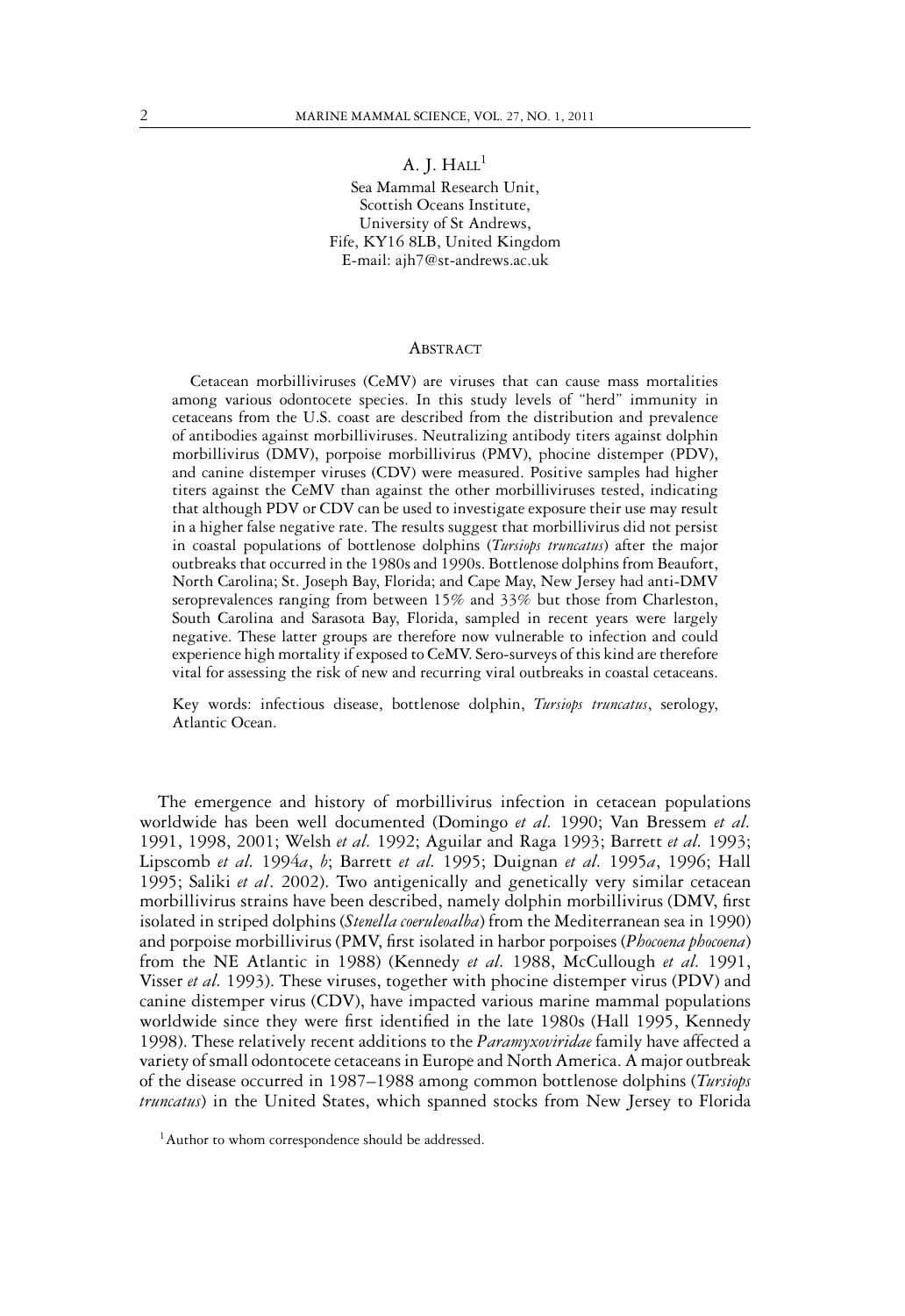A. J. Hall[1]

Sea Mammal Research Unit,
Scottish Oceans Institute,
University of St Andrews,
Fife, KY16 8LB, United Kingdom
E-mail: ajh7@st-andrews.ac.uk

## Abstract

Cetacean morbilliviruses (CeMV) are viruses that can cause mass mortalities among various odontocete species. In this study levels of "herd" immunity in cetaceans from the U.S. coast are described from the distribution and prevalence of antibodies against morbilliviruses. Neutralizing antibody titers against dolphin morbillivirus (DMV), porpoise morbillivirus (PMV), phocine distemper (PDV), and canine distemper viruses (CDV) were measured. Positive samples had higher titers against the CeMV than against the other morbilliviruses tested, indicating that although PDV or CDV can be used to investigate exposure their use may result in a higher false negative rate. The results suggest that morbillivirus did not persist in coastal populations of bottlenose dolphins (*Tursiops truncatus*) after the major outbreaks that occurred in the 1980s and 1990s. Bottlenose dolphins from Beaufort, North Carolina; St. Joseph Bay, Florida; and Cape May, New Jersey had anti-DMV seroprevalences ranging from between 15% and 33% but those from Charleston, South Carolina and Sarasota Bay, Florida, sampled in recent years were largely negative. These latter groups are therefore now vulnerable to infection and could experience high mortality if exposed to CeMV. Sero-surveys of this kind are therefore vital for assessing the risk of new and recurring viral outbreaks in coastal cetaceans.

Key words: infectious disease, bottlenose dolphin, *Tursiops truncatus*, serology, Atlantic Ocean.

The emergence and history of morbillivirus infection in cetacean populations worldwide has been well documented (Domingo *et al.* 1990; Van Bressem *et al.* 1991, 1998, 2001; Welsh *et al.* 1992; Aguilar and Raga 1993; Barrett *et al.* 1993; Lipscomb *et al.* 1994*a*, *b*; Barrett *et al.* 1995; Duignan *et al.* 1995*a*, 1996; Hall 1995; Saliki *et al*. 2002). Two antigenically and genetically very similar cetacean morbillivirus strains have been described, namely dolphin morbillivirus (DMV, first isolated in striped dolphins (*Stenella coeruleoalba*) from the Mediterranean sea in 1990) and porpoise morbillivirus (PMV, first isolated in harbor porpoises (*Phocoena phocoena*) from the NE Atlantic in 1988) (Kennedy *et al.* 1988, McCullough *et al.* 1991, Visser *et al.* 1993). These viruses, together with phocine distemper virus (PDV) and canine distemper virus (CDV), have impacted various marine mammal populations worldwide since they were first identified in the late 1980s (Hall 1995, Kennedy 1998). These relatively recent additions to the *Paramyxoviridae* family have affected a variety of small odontocete cetaceans in Europe and North America. A major outbreak of the disease occurred in 1987–1988 among common bottlenose dolphins (*Tursiops truncatus*) in the United States, which spanned stocks from New Jersey to Florida

[1] Author to whom correspondence should be addressed.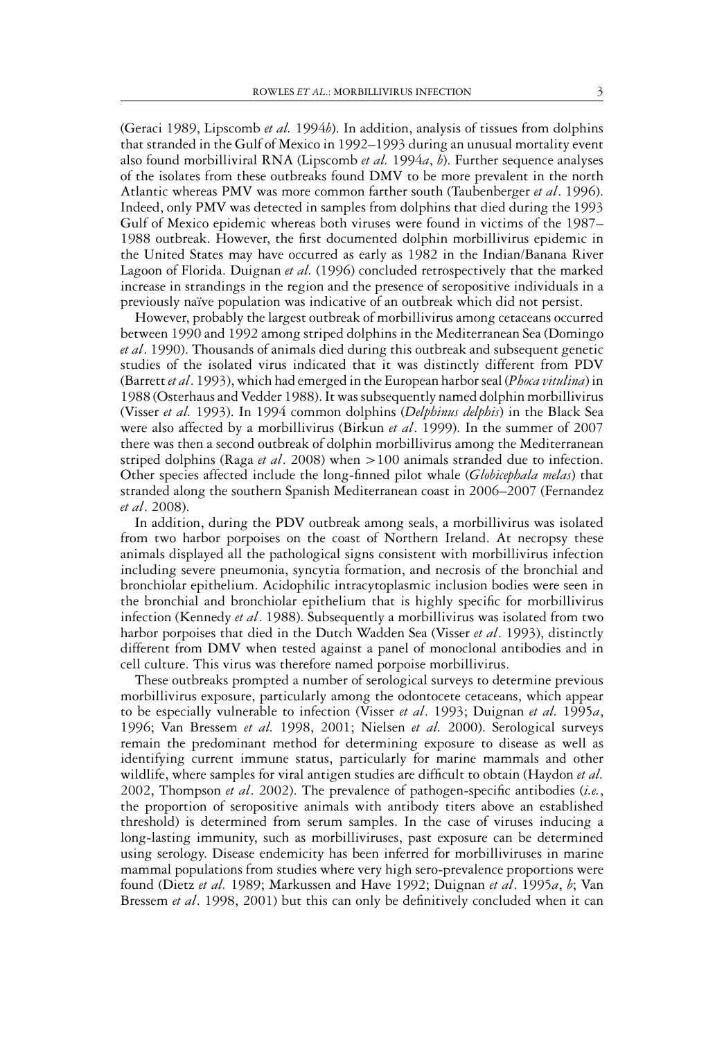(Geraci 1989, Lipscomb *et al.* 1994*b*). In addition, analysis of tissues from dolphins that stranded in the Gulf of Mexico in 1992–1993 during an unusual mortality event also found morbilliviral RNA (Lipscomb *et al.* 1994*a*, *b*). Further sequence analyses of the isolates from these outbreaks found DMV to be more prevalent in the north Atlantic whereas PMV was more common farther south (Taubenberger *et al*. 1996). Indeed, only PMV was detected in samples from dolphins that died during the 1993 Gulf of Mexico epidemic whereas both viruses were found in victims of the 1987–1988 outbreak. However, the first documented dolphin morbillivirus epidemic in the United States may have occurred as early as 1982 in the Indian/Banana River Lagoon of Florida. Duignan *et al.* (1996) concluded retrospectively that the marked increase in strandings in the region and the presence of seropositive individuals in a previously naïve population was indicative of an outbreak which did not persist.

However, probably the largest outbreak of morbillivirus among cetaceans occurred between 1990 and 1992 among striped dolphins in the Mediterranean Sea (Domingo *et al*. 1990). Thousands of animals died during this outbreak and subsequent genetic studies of the isolated virus indicated that it was distinctly different from PDV (Barrett *et al*. 1993), which had emerged in the European harbor seal (*Phoca vitulina*) in 1988 (Osterhaus and Vedder 1988). It was subsequently named dolphin morbillivirus (Visser *et al.* 1993). In 1994 common dolphins (*Delphinus delphis*) in the Black Sea were also affected by a morbillivirus (Birkun *et al*. 1999). In the summer of 2007 there was then a second outbreak of dolphin morbillivirus among the Mediterranean striped dolphins (Raga *et al*. 2008) when >100 animals stranded due to infection. Other species affected include the long-finned pilot whale (*Globicephala melas*) that stranded along the southern Spanish Mediterranean coast in 2006–2007 (Fernandez *et al*. 2008).

In addition, during the PDV outbreak among seals, a morbillivirus was isolated from two harbor porpoises on the coast of Northern Ireland. At necropsy these animals displayed all the pathological signs consistent with morbillivirus infection including severe pneumonia, syncytia formation, and necrosis of the bronchial and bronchiolar epithelium. Acidophilic intracytoplasmic inclusion bodies were seen in the bronchial and bronchiolar epithelium that is highly specific for morbillivirus infection (Kennedy *et al*. 1988). Subsequently a morbillivirus was isolated from two harbor porpoises that died in the Dutch Wadden Sea (Visser *et al*. 1993), distinctly different from DMV when tested against a panel of monoclonal antibodies and in cell culture. This virus was therefore named porpoise morbillivirus.

These outbreaks prompted a number of serological surveys to determine previous morbillivirus exposure, particularly among the odontocete cetaceans, which appear to be especially vulnerable to infection (Visser *et al*. 1993; Duignan *et al.* 1995*a*, 1996; Van Bressem *et al.* 1998, 2001; Nielsen *et al.* 2000). Serological surveys remain the predominant method for determining exposure to disease as well as identifying current immune status, particularly for marine mammals and other wildlife, where samples for viral antigen studies are difficult to obtain (Haydon *et al.* 2002, Thompson *et al*. 2002). The prevalence of pathogen-specific antibodies (*i.e.*, the proportion of seropositive animals with antibody titers above an established threshold) is determined from serum samples. In the case of viruses inducing a long-lasting immunity, such as morbilliviruses, past exposure can be determined using serology. Disease endemicity has been inferred for morbilliviruses in marine mammal populations from studies where very high sero-prevalence proportions were found (Dietz *et al.* 1989; Markussen and Have 1992; Duignan *et al*. 1995*a*, *b*; Van Bressem *et al*. 1998, 2001) but this can only be definitively concluded when it can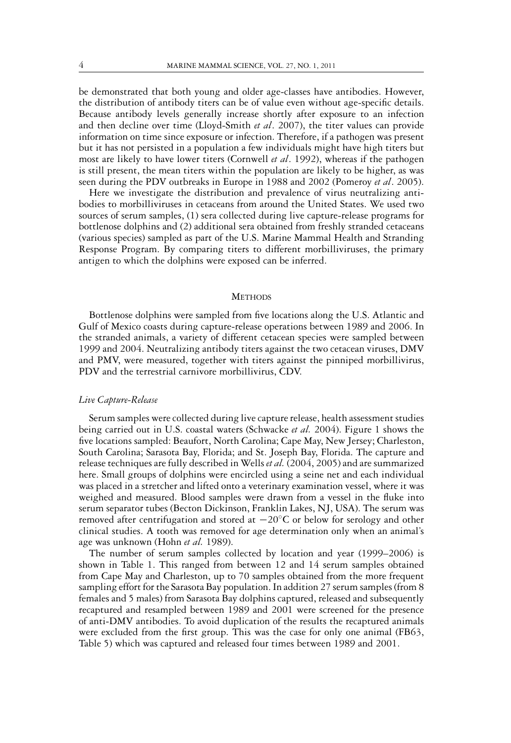be demonstrated that both young and older age-classes have antibodies. However, the distribution of antibody titers can be of value even without age-specific details. Because antibody levels generally increase shortly after exposure to an infection and then decline over time (Lloyd-Smith *et al*. 2007), the titer values can provide information on time since exposure or infection. Therefore, if a pathogen was present but it has not persisted in a population a few individuals might have high titers but most are likely to have lower titers (Cornwell *et al*. 1992), whereas if the pathogen is still present, the mean titers within the population are likely to be higher, as was seen during the PDV outbreaks in Europe in 1988 and 2002 (Pomeroy *et al*. 2005).

Here we investigate the distribution and prevalence of virus neutralizing antibodies to morbilliviruses in cetaceans from around the United States. We used two sources of serum samples, (1) sera collected during live capture-release programs for bottlenose dolphins and (2) additional sera obtained from freshly stranded cetaceans (various species) sampled as part of the U.S. Marine Mammal Health and Stranding Response Program. By comparing titers to different morbilliviruses, the primary antigen to which the dolphins were exposed can be inferred.

## Methods

Bottlenose dolphins were sampled from five locations along the U.S. Atlantic and Gulf of Mexico coasts during capture-release operations between 1989 and 2006. In the stranded animals, a variety of different cetacean species were sampled between 1999 and 2004. Neutralizing antibody titers against the two cetacean viruses, DMV and PMV, were measured, together with titers against the pinniped morbillivirus, PDV and the terrestrial carnivore morbillivirus, CDV.

### *Live Capture-Release*

Serum samples were collected during live capture release, health assessment studies being carried out in U.S. coastal waters (Schwacke *et al.* 2004). Figure 1 shows the five locations sampled: Beaufort, North Carolina; Cape May, New Jersey; Charleston, South Carolina; Sarasota Bay, Florida; and St. Joseph Bay, Florida. The capture and release techniques are fully described in Wells *et al.* (2004, 2005) and are summarized here. Small groups of dolphins were encircled using a seine net and each individual was placed in a stretcher and lifted onto a veterinary examination vessel, where it was weighed and measured. Blood samples were drawn from a vessel in the fluke into serum separator tubes (Becton Dickinson, Franklin Lakes, NJ, USA). The serum was removed after centrifugation and stored at $-20°C$ or below for serology and other clinical studies. A tooth was removed for age determination only when an animal's age was unknown (Hohn *et al.* 1989).

The number of serum samples collected by location and year (1999–2006) is shown in Table 1. This ranged from between 12 and 14 serum samples obtained from Cape May and Charleston, up to 70 samples obtained from the more frequent sampling effort for the Sarasota Bay population. In addition 27 serum samples (from 8 females and 5 males) from Sarasota Bay dolphins captured, released and subsequently recaptured and resampled between 1989 and 2001 were screened for the presence of anti-DMV antibodies. To avoid duplication of the results the recaptured animals were excluded from the first group. This was the case for only one animal (FB63, Table 5) which was captured and released four times between 1989 and 2001.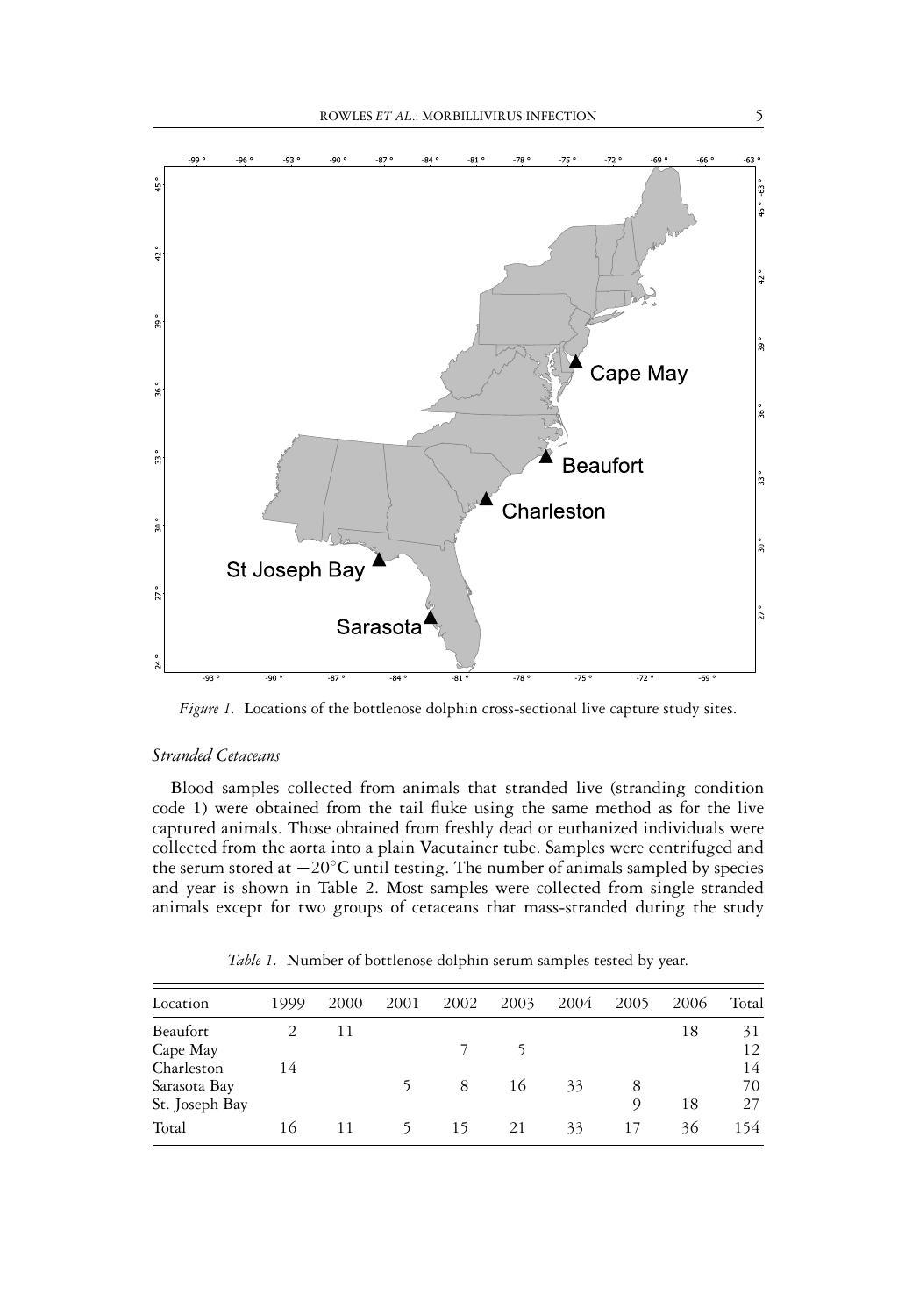*Figure 1.* Locations of the bottlenose dolphin cross-sectional live capture study sites.

### *Stranded Cetaceans*

Blood samples collected from animals that stranded live (stranding condition code 1) were obtained from the tail fluke using the same method as for the live captured animals. Those obtained from freshly dead or euthanized individuals were collected from the aorta into a plain Vacutainer tube. Samples were centrifuged and the serum stored at $-20^{\circ}$C until testing. The number of animals sampled by species and year is shown in Table 2. Most samples were collected from single stranded animals except for two groups of cetaceans that mass-stranded during the study

*Table 1.* Number of bottlenose dolphin serum samples tested by year.

| Location | 1999 | 2000 | 2001 | 2002 | 2003 | 2004 | 2005 | 2006 | Total |
|---|---|---|---|---|---|---|---|---|---|
| Beaufort | 2 | 11 | | | | | | 18 | 31 |
| Cape May | | | | 7 | 5 | | | | 12 |
| Charleston | 14 | | | | | | | | 14 |
| Sarasota Bay | | | 5 | 8 | 16 | 33 | 8 | | 70 |
| St. Joseph Bay | | | | | | | 9 | 18 | 27 |
| Total | 16 | 11 | 5 | 15 | 21 | 33 | 17 | 36 | 154 |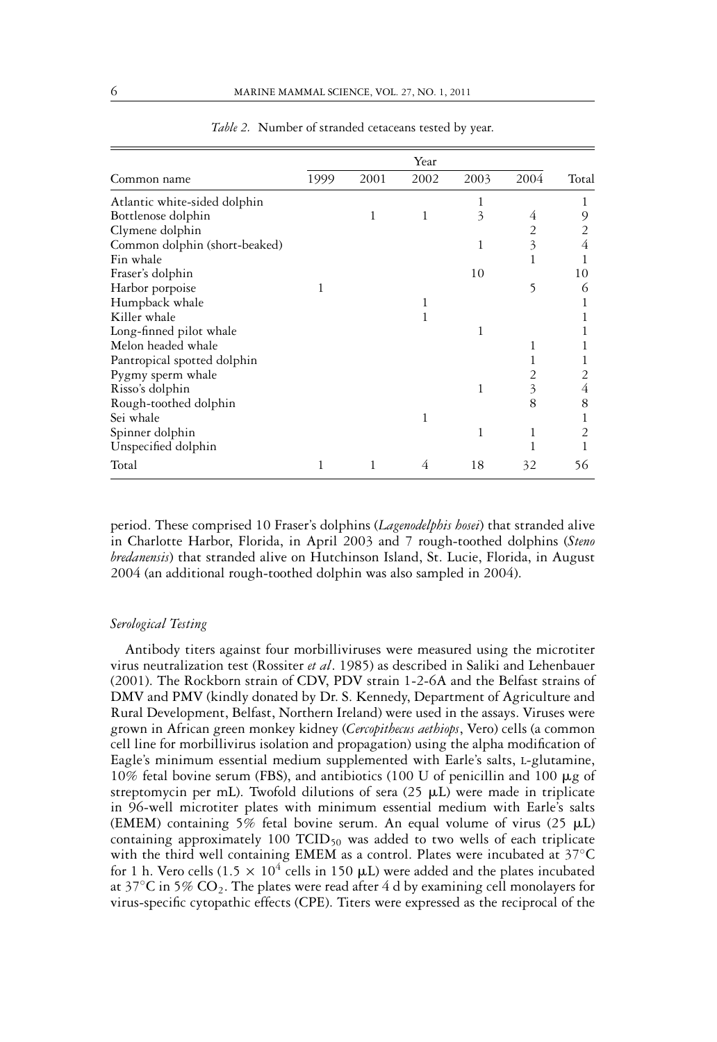*Table 2.* Number of stranded cetaceans tested by year.

| Common name | Year | | | | | Total |
|---|---|---|---|---|---|---|
| | 1999 | 2001 | 2002 | 2003 | 2004 | |
| Atlantic white-sided dolphin | | | | 1 | | 1 |
| Bottlenose dolphin | | 1 | 1 | 3 | 4 | 9 |
| Clymene dolphin | | | | | 2 | 2 |
| Common dolphin (short-beaked) | | | | 1 | 3 | 4 |
| Fin whale | | | | | 1 | 1 |
| Fraser's dolphin | | | | 10 | | 10 |
| Harbor porpoise | 1 | | | | 5 | 6 |
| Humpback whale | | | 1 | | | 1 |
| Killer whale | | | 1 | | | 1 |
| Long-finned pilot whale | | | | 1 | | 1 |
| Melon headed whale | | | | | 1 | 1 |
| Pantropical spotted dolphin | | | | | 1 | 1 |
| Pygmy sperm whale | | | | | 2 | 2 |
| Risso's dolphin | | | | 1 | 3 | 4 |
| Rough-toothed dolphin | | | | | 8 | 8 |
| Sei whale | | | 1 | | | 1 |
| Spinner dolphin | | | | 1 | 1 | 2 |
| Unspecified dolphin | | | | | 1 | 1 |
| Total | 1 | 1 | 4 | 18 | 32 | 56 |

period. These comprised 10 Fraser's dolphins (*Lagenodelphis hosei*) that stranded alive in Charlotte Harbor, Florida, in April 2003 and 7 rough-toothed dolphins (*Steno bredanensis*) that stranded alive on Hutchinson Island, St. Lucie, Florida, in August 2004 (an additional rough-toothed dolphin was also sampled in 2004).

### *Serological Testing*

Antibody titers against four morbilliviruses were measured using the microtiter virus neutralization test (Rossiter *et al*. 1985) as described in Saliki and Lehenbauer (2001). The Rockborn strain of CDV, PDV strain 1-2-6A and the Belfast strains of DMV and PMV (kindly donated by Dr. S. Kennedy, Department of Agriculture and Rural Development, Belfast, Northern Ireland) were used in the assays. Viruses were grown in African green monkey kidney (*Cercopithecus aethiops*, Vero) cells (a common cell line for morbillivirus isolation and propagation) using the alpha modification of Eagle's minimum essential medium supplemented with Earle's salts, L-glutamine, 10% fetal bovine serum (FBS), and antibiotics (100 U of penicillin and 100 μg of streptomycin per mL). Twofold dilutions of sera (25 μL) were made in triplicate in 96-well microtiter plates with minimum essential medium with Earle's salts (EMEM) containing 5% fetal bovine serum. An equal volume of virus (25 μL) containing approximately 100 $TCID_{50}$ was added to two wells of each triplicate with the third well containing EMEM as a control. Plates were incubated at 37°C for 1 h. Vero cells ($1.5 \times 10^4$ cells in 150 μL) were added and the plates incubated at 37°C in 5% $CO_2$. The plates were read after 4 d by examining cell monolayers for virus-specific cytopathic effects (CPE). Titers were expressed as the reciprocal of the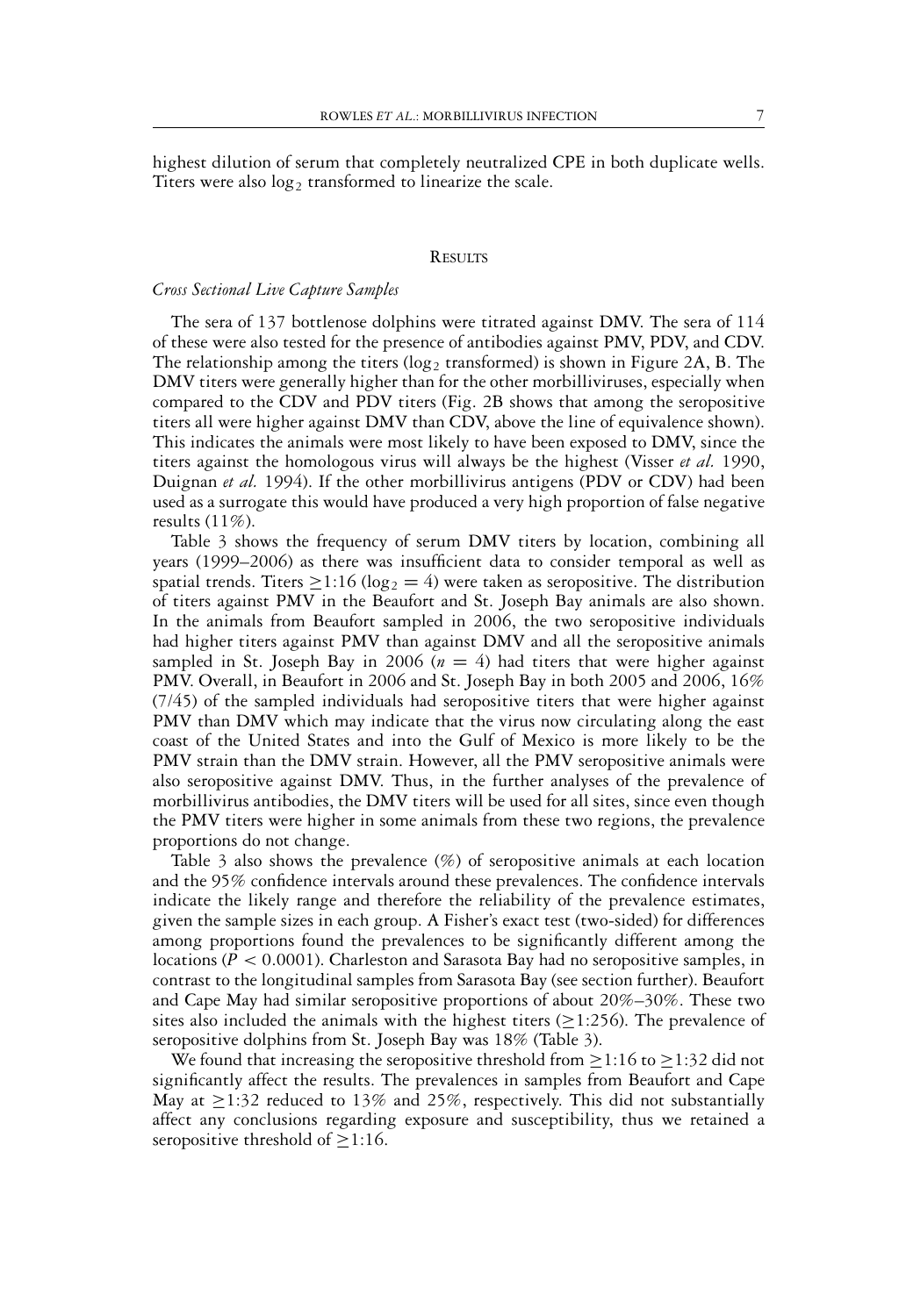highest dilution of serum that completely neutralized CPE in both duplicate wells. Titers were also $\log_2$ transformed to linearize the scale.

## Results

### *Cross Sectional Live Capture Samples*

The sera of 137 bottlenose dolphins were titrated against DMV. The sera of 114 of these were also tested for the presence of antibodies against PMV, PDV, and CDV. The relationship among the titers ($\log_2$ transformed) is shown in Figure 2A, B. The DMV titers were generally higher than for the other morbilliviruses, especially when compared to the CDV and PDV titers (Fig. 2B shows that among the seropositive titers all were higher against DMV than CDV, above the line of equivalence shown). This indicates the animals were most likely to have been exposed to DMV, since the titers against the homologous virus will always be the highest (Visser *et al.* 1990, Duignan *et al.* 1994). If the other morbillivirus antigens (PDV or CDV) had been used as a surrogate this would have produced a very high proportion of false negative results (11%).

Table 3 shows the frequency of serum DMV titers by location, combining all years (1999–2006) as there was insufficient data to consider temporal as well as spatial trends. Titers $\geq$1:16 ($\log_2 = 4$) were taken as seropositive. The distribution of titers against PMV in the Beaufort and St. Joseph Bay animals are also shown. In the animals from Beaufort sampled in 2006, the two seropositive individuals had higher titers against PMV than against DMV and all the seropositive animals sampled in St. Joseph Bay in 2006 ($n = 4$) had titers that were higher against PMV. Overall, in Beaufort in 2006 and St. Joseph Bay in both 2005 and 2006, 16% (7/45) of the sampled individuals had seropositive titers that were higher against PMV than DMV which may indicate that the virus now circulating along the east coast of the United States and into the Gulf of Mexico is more likely to be the PMV strain than the DMV strain. However, all the PMV seropositive animals were also seropositive against DMV. Thus, in the further analyses of the prevalence of morbillivirus antibodies, the DMV titers will be used for all sites, since even though the PMV titers were higher in some animals from these two regions, the prevalence proportions do not change.

Table 3 also shows the prevalence (%) of seropositive animals at each location and the 95% confidence intervals around these prevalences. The confidence intervals indicate the likely range and therefore the reliability of the prevalence estimates, given the sample sizes in each group. A Fisher's exact test (two-sided) for differences among proportions found the prevalences to be significantly different among the locations ($P < 0.0001$). Charleston and Sarasota Bay had no seropositive samples, in contrast to the longitudinal samples from Sarasota Bay (see section further). Beaufort and Cape May had similar seropositive proportions of about 20%–30%. These two sites also included the animals with the highest titers ($\geq$1:256). The prevalence of seropositive dolphins from St. Joseph Bay was 18% (Table 3).

We found that increasing the seropositive threshold from $\geq$1:16 to $\geq$1:32 did not significantly affect the results. The prevalences in samples from Beaufort and Cape May at $\geq$1:32 reduced to 13% and 25%, respectively. This did not substantially affect any conclusions regarding exposure and susceptibility, thus we retained a seropositive threshold of $\geq$1:16.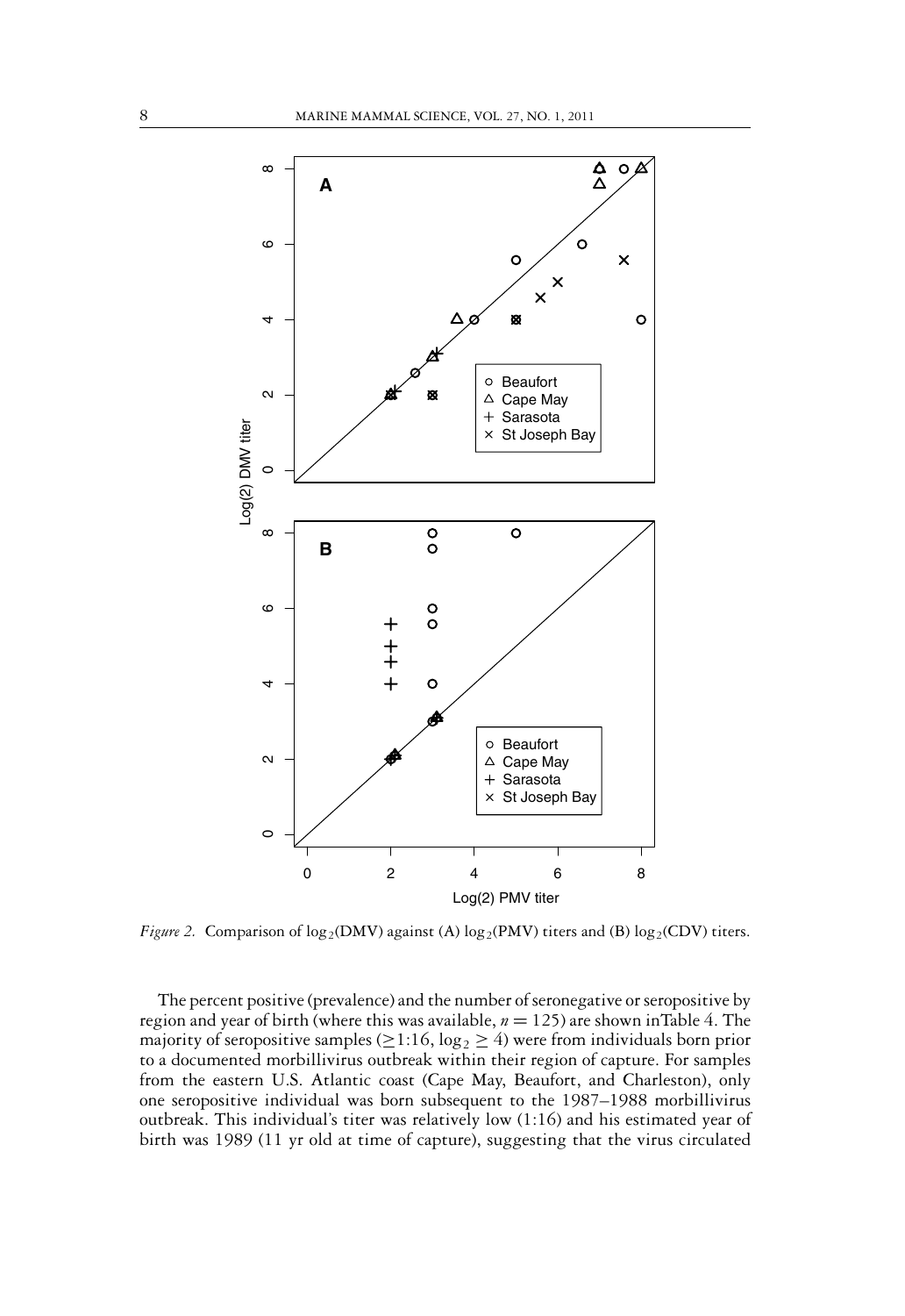*Figure 2.* Comparison of $\log_2$(DMV) against (A) $\log_2$(PMV) titers and (B) $\log_2$(CDV) titers.

The percent positive (prevalence) and the number of seronegative or seropositive by region and year of birth (where this was available, $n = 125$) are shown inTable 4. The majority of seropositive samples ($\geq$1:16, $\log_2 \geq 4$) were from individuals born prior to a documented morbillivirus outbreak within their region of capture. For samples from the eastern U.S. Atlantic coast (Cape May, Beaufort, and Charleston), only one seropositive individual was born subsequent to the 1987–1988 morbillivirus outbreak. This individual's titer was relatively low (1:16) and his estimated year of birth was 1989 (11 yr old at time of capture), suggesting that the virus circulated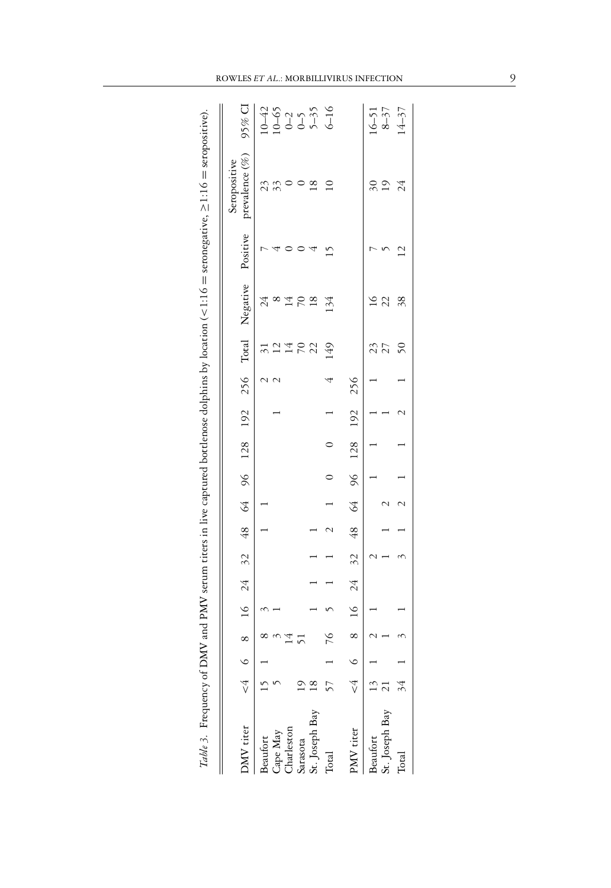*Table 3.* Frequency of DMV and PMV serum titers in live captured bottlenose dolphins by location (<1:16 = seronegative, ≥1:16 = seropositive).

| DMV titer | <4 | 6 | 8 | 16 | 24 | 32 | 48 | 64 | 96 | 128 | 192 | 256 | Total | Negative | Positive | Seropositive prevalence (%) | 95% CI |
|---|---|---|---|---|---|---|---|---|---|---|---|---|---|---|---|---|---|
| Beaufort | 15 | 1 | 8 | 3 | | | 1 | 1 | | | | 2 | 31 | 24 | 7 | 23 | 10–42 |
| Cape May | 5 | | 3 | 1 | | | | | | | 1 | 2 | 12 | 8 | 4 | 33 | 10–65 |
| Charleston | | | 14 | | | | | | | | | | 14 | 14 | 0 | 0 | 0–2 |
| Sarasota | 19 | | 51 | | | | | | | | | | 70 | 70 | 0 | 0 | 0–5 |
| St. Joseph Bay | 18 | | | 1 | 1 | 1 | 1 | | | | | | 22 | 18 | 4 | 18 | 5–35 |
| Total | 57 | 1 | 76 | 5 | 1 | 1 | 2 | 1 | 0 | 0 | 1 | 4 | 149 | 134 | 15 | 10 | 6–16 |
| **PMV titer** | **<4** | **6** | **8** | **16** | **24** | **32** | **48** | **64** | **96** | **128** | **192** | **256** | | | | | |
| Beaufort | 13 | 1 | 2 | 1 | | 2 | | | 1 | 1 | 1 | 1 | 23 | 16 | 7 | 30 | 16–51 |
| St. Joseph Bay | 21 | | 1 | | | 1 | 1 | 2 | | | 1 | | 27 | 22 | 5 | 19 | 8–37 |
| Total | 34 | 1 | 3 | 1 | | 3 | 1 | 2 | 1 | 1 | 2 | 1 | 50 | 38 | 12 | 24 | 14–37 |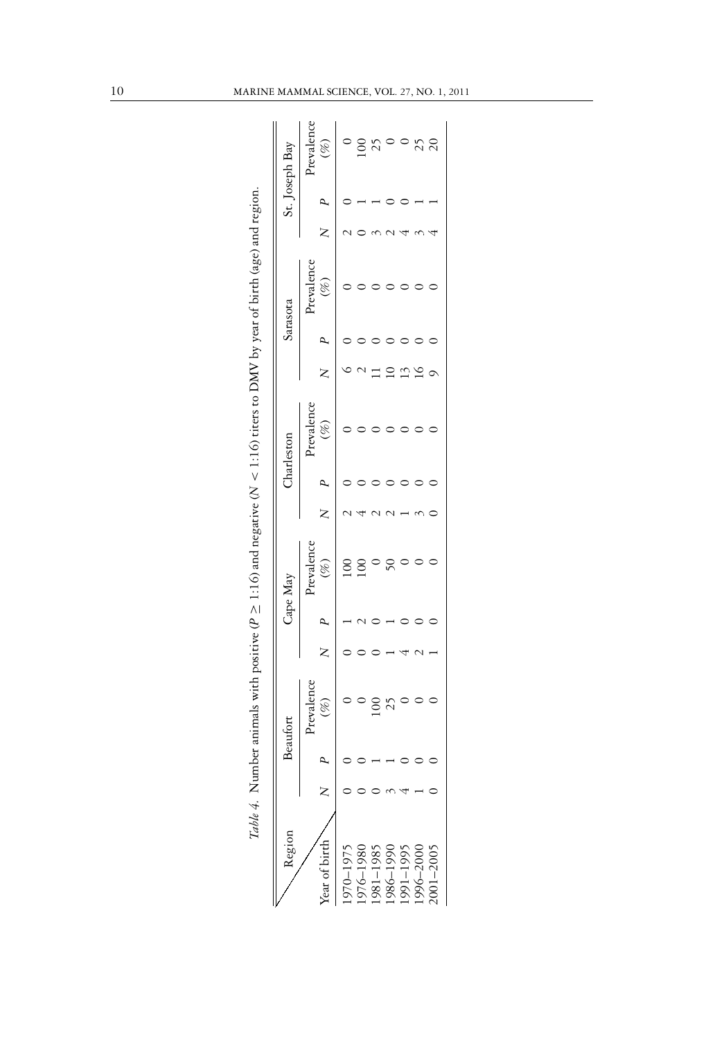*Table 4.* Number animals with positive ($P \geq$ 1:16) and negative ($N <$ 1:16) titers to DMV by year of birth (age) and region.

| Region / Year of birth | Beaufort | | | Cape May | | | Charleston | | | Sarasota | | | St. Joseph Bay | | |
|---|---|---|---|---|---|---|---|---|---|---|---|---|---|---|---|
| | $N$ | $P$ | Prevalence (%) | $N$ | $P$ | Prevalence (%) | $N$ | $P$ | Prevalence (%) | $N$ | $P$ | Prevalence (%) | $N$ | $P$ | Prevalence (%) |
| 1970–1975 | 0 | 0 | 0 | 0 | 1 | 100 | 2 | 0 | 0 | 6 | 0 | 0 | 2 | 0 | 0 |
| 1976–1980 | 0 | 0 | 0 | 0 | 2 | 100 | 4 | 0 | 0 | 2 | 0 | 0 | 0 | 1 | 100 |
| 1981–1985 | 0 | 1 | 100 | 0 | 0 | 0 | 2 | 0 | 0 | 11 | 0 | 0 | 3 | 1 | 25 |
| 1986–1990 | 3 | 1 | 25 | 1 | 1 | 50 | 2 | 0 | 0 | 10 | 0 | 0 | 2 | 0 | 0 |
| 1991–1995 | 4 | 0 | 0 | 4 | 0 | 0 | 1 | 0 | 0 | 13 | 0 | 0 | 4 | 0 | 0 |
| 1996–2000 | 1 | 0 | 0 | 2 | 0 | 0 | 3 | 0 | 0 | 16 | 0 | 0 | 3 | 1 | 25 |
| 2001–2005 | 0 | 0 | 0 | 1 | 0 | 0 | 0 | 0 | 0 | 9 | 0 | 0 | 4 | 1 | 20 |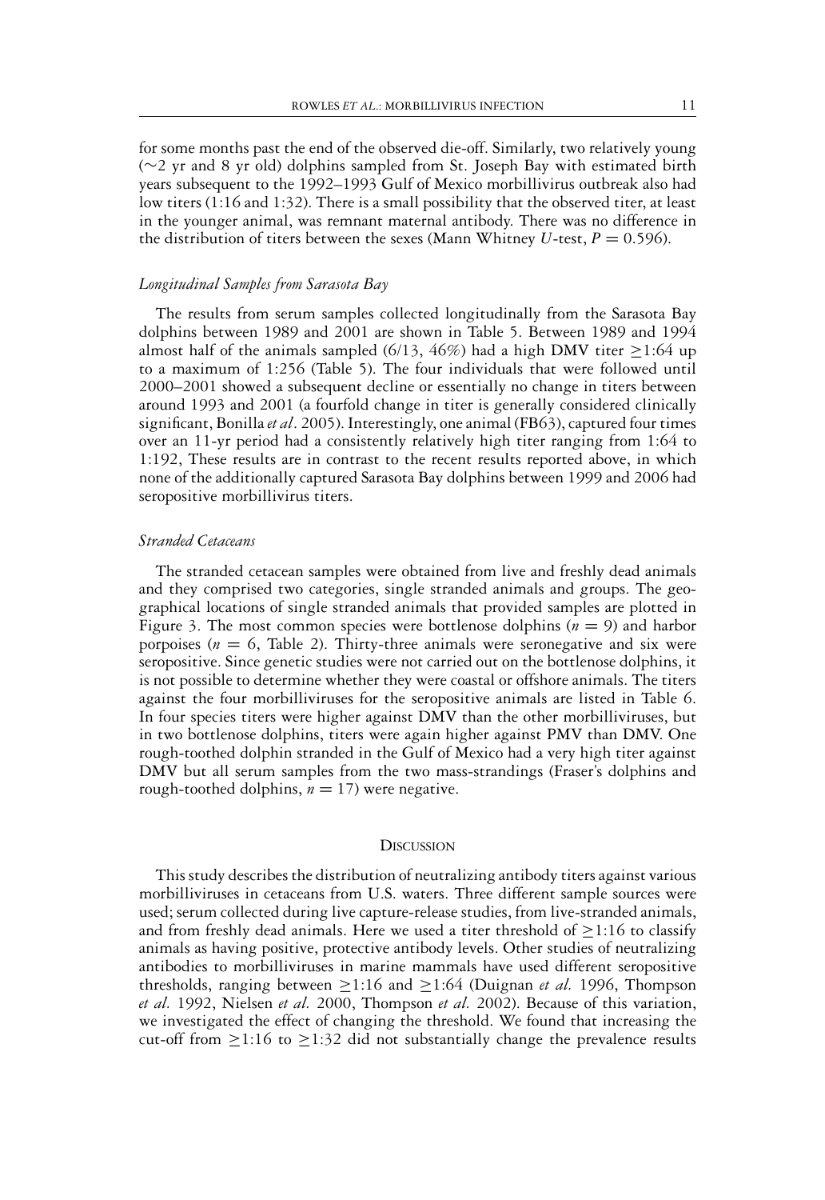for some months past the end of the observed die-off. Similarly, two relatively young (~2 yr and 8 yr old) dolphins sampled from St. Joseph Bay with estimated birth years subsequent to the 1992–1993 Gulf of Mexico morbillivirus outbreak also had low titers (1:16 and 1:32). There is a small possibility that the observed titer, at least in the younger animal, was remnant maternal antibody. There was no difference in the distribution of titers between the sexes (Mann Whitney $U$-test, $P = 0.596$).

### *Longitudinal Samples from Sarasota Bay*

The results from serum samples collected longitudinally from the Sarasota Bay dolphins between 1989 and 2001 are shown in Table 5. Between 1989 and 1994 almost half of the animals sampled (6/13, 46%) had a high DMV titer $\geq$1:64 up to a maximum of 1:256 (Table 5). The four individuals that were followed until 2000–2001 showed a subsequent decline or essentially no change in titers between around 1993 and 2001 (a fourfold change in titer is generally considered clinically significant, Bonilla *et al*. 2005). Interestingly, one animal (FB63), captured four times over an 11-yr period had a consistently relatively high titer ranging from 1:64 to 1:192, These results are in contrast to the recent results reported above, in which none of the additionally captured Sarasota Bay dolphins between 1999 and 2006 had seropositive morbillivirus titers.

### *Stranded Cetaceans*

The stranded cetacean samples were obtained from live and freshly dead animals and they comprised two categories, single stranded animals and groups. The geographical locations of single stranded animals that provided samples are plotted in Figure 3. The most common species were bottlenose dolphins ($n = 9$) and harbor porpoises ($n = 6$, Table 2). Thirty-three animals were seronegative and six were seropositive. Since genetic studies were not carried out on the bottlenose dolphins, it is not possible to determine whether they were coastal or offshore animals. The titers against the four morbilliviruses for the seropositive animals are listed in Table 6. In four species titers were higher against DMV than the other morbilliviruses, but in two bottlenose dolphins, titers were again higher against PMV than DMV. One rough-toothed dolphin stranded in the Gulf of Mexico had a very high titer against DMV but all serum samples from the two mass-strandings (Fraser's dolphins and rough-toothed dolphins, $n = 17$) were negative.

## Discussion

This study describes the distribution of neutralizing antibody titers against various morbilliviruses in cetaceans from U.S. waters. Three different sample sources were used; serum collected during live capture-release studies, from live-stranded animals, and from freshly dead animals. Here we used a titer threshold of $\geq$1:16 to classify animals as having positive, protective antibody levels. Other studies of neutralizing antibodies to morbilliviruses in marine mammals have used different seropositive thresholds, ranging between $\geq$1:16 and $\geq$1:64 (Duignan *et al.* 1996, Thompson *et al.* 1992, Nielsen *et al.* 2000, Thompson *et al.* 2002). Because of this variation, we investigated the effect of changing the threshold. We found that increasing the cut-off from $\geq$1:16 to $\geq$1:32 did not substantially change the prevalence results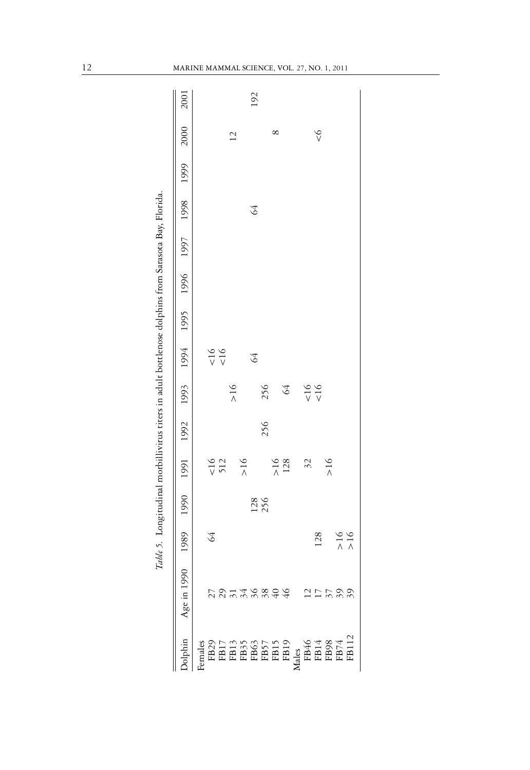*Table 5.* Longitudinal morbillivirus titers in adult bottlenose dolphins from Sarasota Bay, Florida.

| Dolphin | Age in 1990 | 1989 | 1990 | 1991 | 1992 | 1993 | 1994 | 1995 | 1996 | 1997 | 1998 | 1999 | 2000 | 2001 |
|---|---|---|---|---|---|---|---|---|---|---|---|---|---|---|
| Females | | | | | | | | | | | | | | |
| FB29 | 27 | 64 | | <16 | | | <16 | | | | | | | |
| FB17 | 29 | | | 512 | | | <16 | | | | | | | |
| FB13 | 31 | | | | | >16 | | | | | | | 12 | |
| FB35 | 34 | | | >16 | | | | | | | | | | |
| FB63 | 36 | | 128 | | | | 64 | | | | 64 | | | |
| FB57 | 38 | | 256 | | 256 | 256 | | | | | | | | 192 |
| FB15 | 40 | | | >16 | | | | | | | | | 8 | |
| FB19 | 46 | | | 128 | | 64 | | | | | | | | |
| Males | | | | | | | | | | | | | | |
| FB46 | 12 | | | 32 | | <16 | | | | | | | | |
| FB14 | 17 | 128 | | | | <16 | | | | | | | <6 | |
| FB98 | 37 | | | >16 | | | | | | | | | | |
| FB74 | 39 | >16 | | | | | | | | | | | | |
| FB112 | 39 | >16 | | | | | | | | | | | | |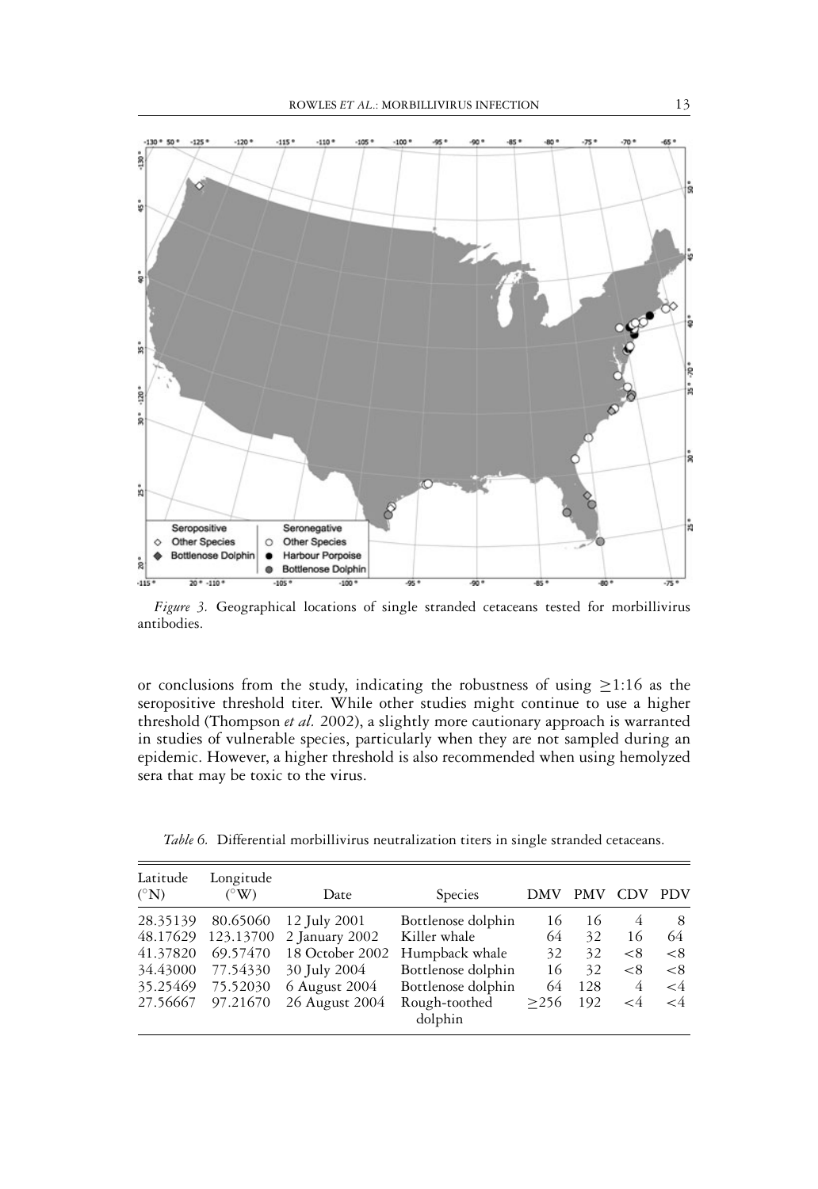*Figure 3.* Geographical locations of single stranded cetaceans tested for morbillivirus antibodies.

or conclusions from the study, indicating the robustness of using ≥1:16 as the seropositive threshold titer. While other studies might continue to use a higher threshold (Thompson *et al.* 2002), a slightly more cautionary approach is warranted in studies of vulnerable species, particularly when they are not sampled during an epidemic. However, a higher threshold is also recommended when using hemolyzed sera that may be toxic to the virus.

*Table 6.* Differential morbillivirus neutralization titers in single stranded cetaceans.

| Latitude (°N) | Longitude (°W) | Date | Species | DMV | PMV | CDV | PDV |
|---|---|---|---|---|---|---|---|
| 28.35139 | 80.65060 | 12 July 2001 | Bottlenose dolphin | 16 | 16 | 4 | 8 |
| 48.17629 | 123.13700 | 2 January 2002 | Killer whale | 64 | 32 | 16 | 64 |
| 41.37820 | 69.57470 | 18 October 2002 | Humpback whale | 32 | 32 | <8 | <8 |
| 34.43000 | 77.54330 | 30 July 2004 | Bottlenose dolphin | 16 | 32 | <8 | <8 |
| 35.25469 | 75.52030 | 6 August 2004 | Bottlenose dolphin | 64 | 128 | 4 | <4 |
| 27.56667 | 97.21670 | 26 August 2004 | Rough-toothed dolphin | ≥256 | 192 | <4 | <4 |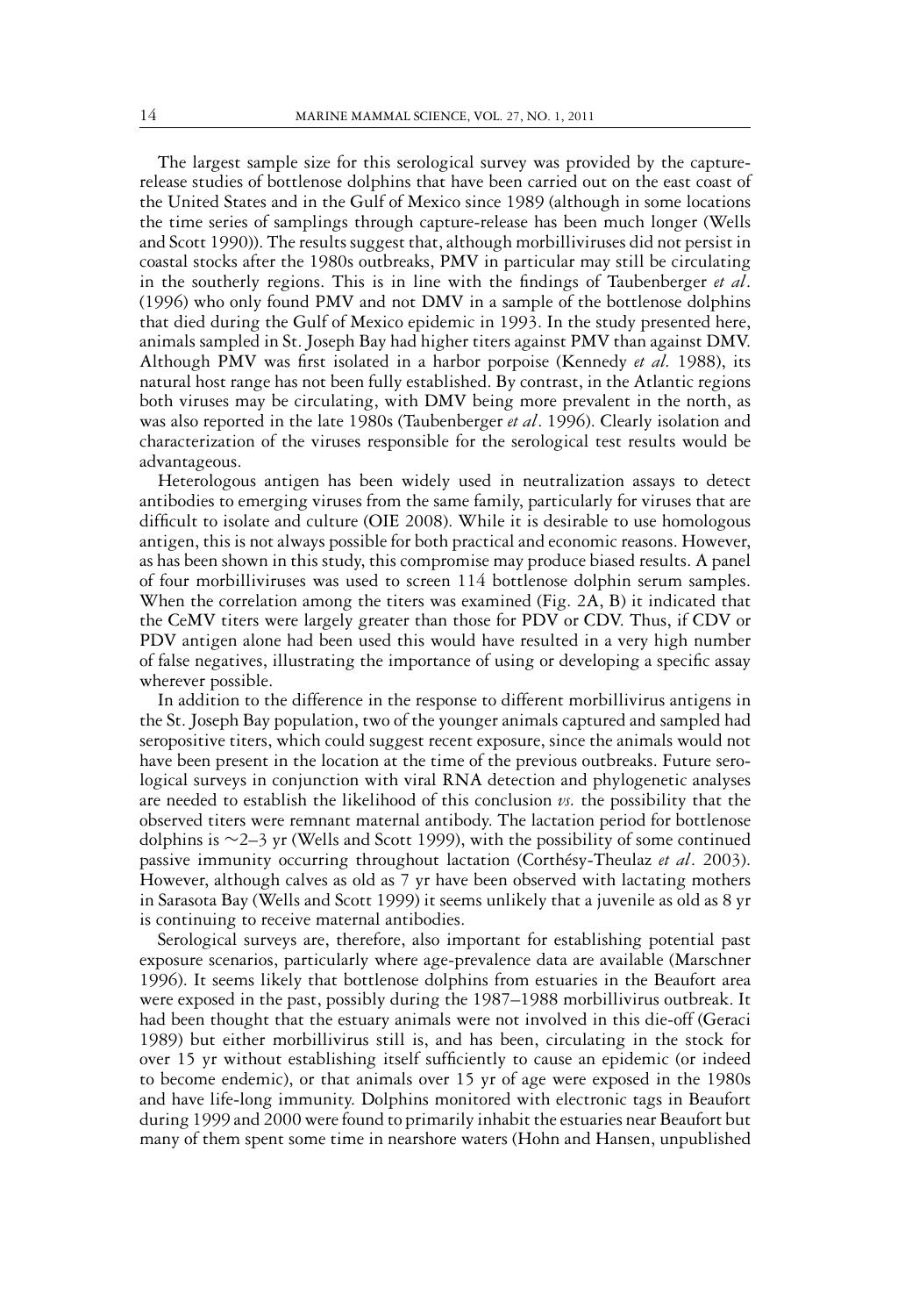The largest sample size for this serological survey was provided by the capture-release studies of bottlenose dolphins that have been carried out on the east coast of the United States and in the Gulf of Mexico since 1989 (although in some locations the time series of samplings through capture-release has been much longer (Wells and Scott 1990)). The results suggest that, although morbilliviruses did not persist in coastal stocks after the 1980s outbreaks, PMV in particular may still be circulating in the southerly regions. This is in line with the findings of Taubenberger *et al*. (1996) who only found PMV and not DMV in a sample of the bottlenose dolphins that died during the Gulf of Mexico epidemic in 1993. In the study presented here, animals sampled in St. Joseph Bay had higher titers against PMV than against DMV. Although PMV was first isolated in a harbor porpoise (Kennedy *et al.* 1988), its natural host range has not been fully established. By contrast, in the Atlantic regions both viruses may be circulating, with DMV being more prevalent in the north, as was also reported in the late 1980s (Taubenberger *et al*. 1996). Clearly isolation and characterization of the viruses responsible for the serological test results would be advantageous.

Heterologous antigen has been widely used in neutralization assays to detect antibodies to emerging viruses from the same family, particularly for viruses that are difficult to isolate and culture (OIE 2008). While it is desirable to use homologous antigen, this is not always possible for both practical and economic reasons. However, as has been shown in this study, this compromise may produce biased results. A panel of four morbilliviruses was used to screen 114 bottlenose dolphin serum samples. When the correlation among the titers was examined (Fig. 2A, B) it indicated that the CeMV titers were largely greater than those for PDV or CDV. Thus, if CDV or PDV antigen alone had been used this would have resulted in a very high number of false negatives, illustrating the importance of using or developing a specific assay wherever possible.

In addition to the difference in the response to different morbillivirus antigens in the St. Joseph Bay population, two of the younger animals captured and sampled had seropositive titers, which could suggest recent exposure, since the animals would not have been present in the location at the time of the previous outbreaks. Future serological surveys in conjunction with viral RNA detection and phylogenetic analyses are needed to establish the likelihood of this conclusion *vs.* the possibility that the observed titers were remnant maternal antibody. The lactation period for bottlenose dolphins is ~2–3 yr (Wells and Scott 1999), with the possibility of some continued passive immunity occurring throughout lactation (Corthésy-Theulaz *et al*. 2003). However, although calves as old as 7 yr have been observed with lactating mothers in Sarasota Bay (Wells and Scott 1999) it seems unlikely that a juvenile as old as 8 yr is continuing to receive maternal antibodies.

Serological surveys are, therefore, also important for establishing potential past exposure scenarios, particularly where age-prevalence data are available (Marschner 1996). It seems likely that bottlenose dolphins from estuaries in the Beaufort area were exposed in the past, possibly during the 1987–1988 morbillivirus outbreak. It had been thought that the estuary animals were not involved in this die-off (Geraci 1989) but either morbillivirus still is, and has been, circulating in the stock for over 15 yr without establishing itself sufficiently to cause an epidemic (or indeed to become endemic), or that animals over 15 yr of age were exposed in the 1980s and have life-long immunity. Dolphins monitored with electronic tags in Beaufort during 1999 and 2000 were found to primarily inhabit the estuaries near Beaufort but many of them spent some time in nearshore waters (Hohn and Hansen, unpublished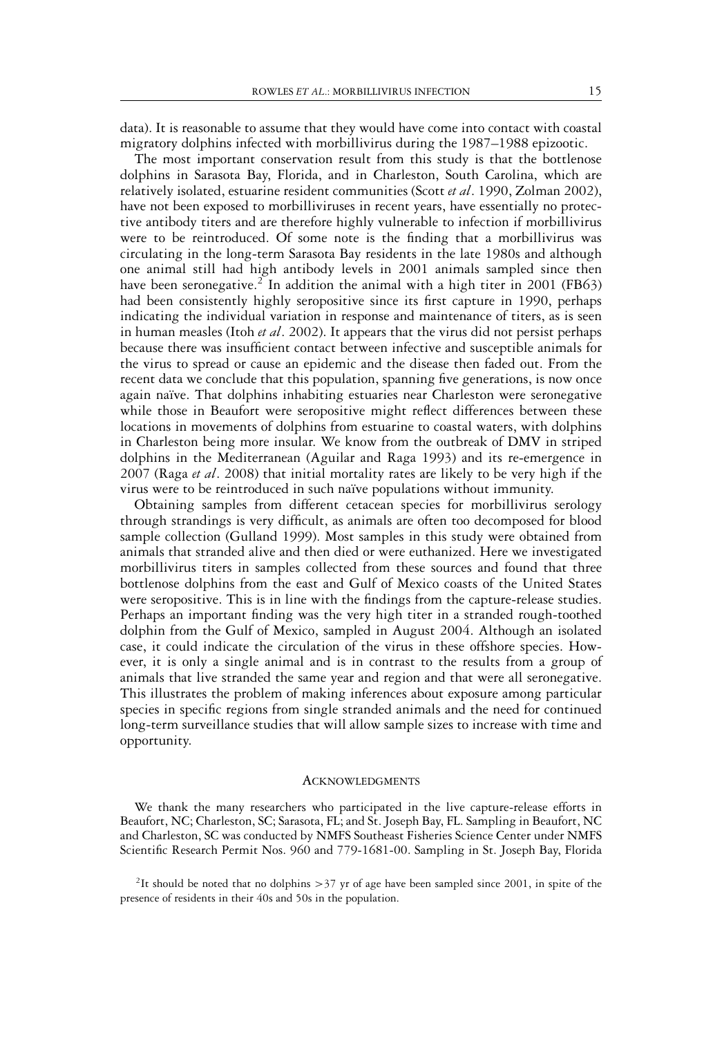data). It is reasonable to assume that they would have come into contact with coastal migratory dolphins infected with morbillivirus during the 1987–1988 epizootic.

The most important conservation result from this study is that the bottlenose dolphins in Sarasota Bay, Florida, and in Charleston, South Carolina, which are relatively isolated, estuarine resident communities (Scott *et al*. 1990, Zolman 2002), have not been exposed to morbilliviruses in recent years, have essentially no protective antibody titers and are therefore highly vulnerable to infection if morbillivirus were to be reintroduced. Of some note is the finding that a morbillivirus was circulating in the long-term Sarasota Bay residents in the late 1980s and although one animal still had high antibody levels in 2001 animals sampled since then have been seronegative.[2] In addition the animal with a high titer in 2001 (FB63) had been consistently highly seropositive since its first capture in 1990, perhaps indicating the individual variation in response and maintenance of titers, as is seen in human measles (Itoh *et al*. 2002). It appears that the virus did not persist perhaps because there was insufficient contact between infective and susceptible animals for the virus to spread or cause an epidemic and the disease then faded out. From the recent data we conclude that this population, spanning five generations, is now once again naïve. That dolphins inhabiting estuaries near Charleston were seronegative while those in Beaufort were seropositive might reflect differences between these locations in movements of dolphins from estuarine to coastal waters, with dolphins in Charleston being more insular. We know from the outbreak of DMV in striped dolphins in the Mediterranean (Aguilar and Raga 1993) and its re-emergence in 2007 (Raga *et al*. 2008) that initial mortality rates are likely to be very high if the virus were to be reintroduced in such naïve populations without immunity.

Obtaining samples from different cetacean species for morbillivirus serology through strandings is very difficult, as animals are often too decomposed for blood sample collection (Gulland 1999). Most samples in this study were obtained from animals that stranded alive and then died or were euthanized. Here we investigated morbillivirus titers in samples collected from these sources and found that three bottlenose dolphins from the east and Gulf of Mexico coasts of the United States were seropositive. This is in line with the findings from the capture-release studies. Perhaps an important finding was the very high titer in a stranded rough-toothed dolphin from the Gulf of Mexico, sampled in August 2004. Although an isolated case, it could indicate the circulation of the virus in these offshore species. However, it is only a single animal and is in contrast to the results from a group of animals that live stranded the same year and region and that were all seronegative. This illustrates the problem of making inferences about exposure among particular species in specific regions from single stranded animals and the need for continued long-term surveillance studies that will allow sample sizes to increase with time and opportunity.

## Acknowledgments

We thank the many researchers who participated in the live capture-release efforts in Beaufort, NC; Charleston, SC; Sarasota, FL; and St. Joseph Bay, FL. Sampling in Beaufort, NC and Charleston, SC was conducted by NMFS Southeast Fisheries Science Center under NMFS Scientific Research Permit Nos. 960 and 779-1681-00. Sampling in St. Joseph Bay, Florida

[2]It should be noted that no dolphins >37 yr of age have been sampled since 2001, in spite of the presence of residents in their 40s and 50s in the population.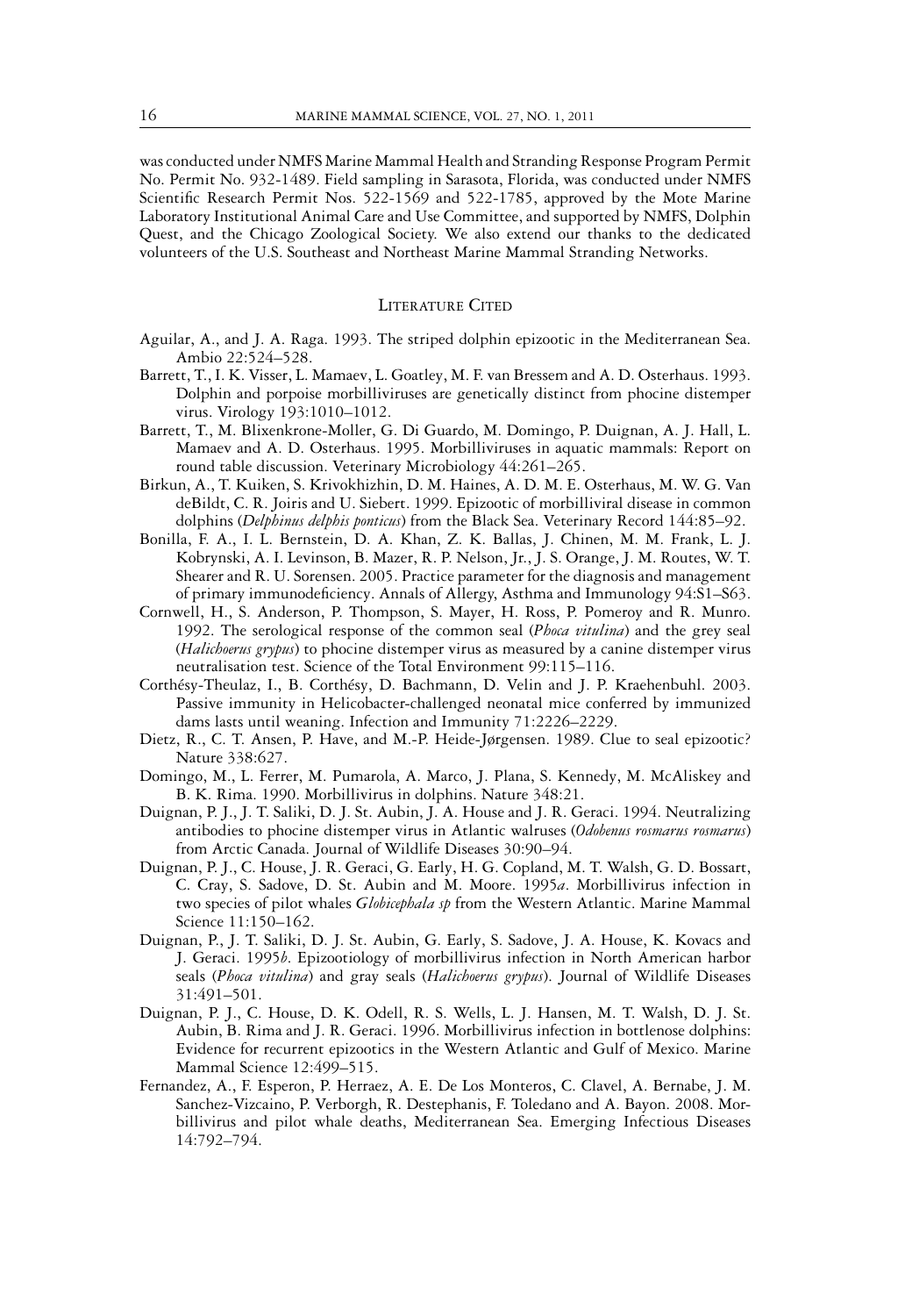was conducted under NMFS Marine Mammal Health and Stranding Response Program Permit No. Permit No. 932-1489. Field sampling in Sarasota, Florida, was conducted under NMFS Scientific Research Permit Nos. 522-1569 and 522-1785, approved by the Mote Marine Laboratory Institutional Animal Care and Use Committee, and supported by NMFS, Dolphin Quest, and the Chicago Zoological Society. We also extend our thanks to the dedicated volunteers of the U.S. Southeast and Northeast Marine Mammal Stranding Networks.

## Literature Cited

Aguilar, A., and J. A. Raga. 1993. The striped dolphin epizootic in the Mediterranean Sea. Ambio 22:524–528.

Barrett, T., I. K. Visser, L. Mamaev, L. Goatley, M. F. van Bressem and A. D. Osterhaus. 1993. Dolphin and porpoise morbilliviruses are genetically distinct from phocine distemper virus. Virology 193:1010–1012.

Barrett, T., M. Blixenkrone-Moller, G. Di Guardo, M. Domingo, P. Duignan, A. J. Hall, L. Mamaev and A. D. Osterhaus. 1995. Morbilliviruses in aquatic mammals: Report on round table discussion. Veterinary Microbiology 44:261–265.

Birkun, A., T. Kuiken, S. Krivokhizhin, D. M. Haines, A. D. M. E. Osterhaus, M. W. G. Van deBildt, C. R. Joiris and U. Siebert. 1999. Epizootic of morbilliviral disease in common dolphins (*Delphinus delphis ponticus*) from the Black Sea. Veterinary Record 144:85–92.

Bonilla, F. A., I. L. Bernstein, D. A. Khan, Z. K. Ballas, J. Chinen, M. M. Frank, L. J. Kobrynski, A. I. Levinson, B. Mazer, R. P. Nelson, Jr., J. S. Orange, J. M. Routes, W. T. Shearer and R. U. Sorensen. 2005. Practice parameter for the diagnosis and management of primary immunodeficiency. Annals of Allergy, Asthma and Immunology 94:S1–S63.

Cornwell, H., S. Anderson, P. Thompson, S. Mayer, H. Ross, P. Pomeroy and R. Munro. 1992. The serological response of the common seal (*Phoca vitulina*) and the grey seal (*Halichoerus grypus*) to phocine distemper virus as measured by a canine distemper virus neutralisation test. Science of the Total Environment 99:115–116.

Corthésy-Theulaz, I., B. Corthésy, D. Bachmann, D. Velin and J. P. Kraehenbuhl. 2003. Passive immunity in Helicobacter-challenged neonatal mice conferred by immunized dams lasts until weaning. Infection and Immunity 71:2226–2229.

Dietz, R., C. T. Ansen, P. Have, and M.-P. Heide-Jørgensen. 1989. Clue to seal epizootic? Nature 338:627.

Domingo, M., L. Ferrer, M. Pumarola, A. Marco, J. Plana, S. Kennedy, M. McAliskey and B. K. Rima. 1990. Morbillivirus in dolphins. Nature 348:21.

Duignan, P. J., J. T. Saliki, D. J. St. Aubin, J. A. House and J. R. Geraci. 1994. Neutralizing antibodies to phocine distemper virus in Atlantic walruses (*Odobenus rosmarus rosmarus*) from Arctic Canada. Journal of Wildlife Diseases 30:90–94.

Duignan, P. J., C. House, J. R. Geraci, G. Early, H. G. Copland, M. T. Walsh, G. D. Bossart, C. Cray, S. Sadove, D. St. Aubin and M. Moore. 1995*a*. Morbillivirus infection in two species of pilot whales *Globicephala sp* from the Western Atlantic. Marine Mammal Science 11:150–162.

Duignan, P., J. T. Saliki, D. J. St. Aubin, G. Early, S. Sadove, J. A. House, K. Kovacs and J. Geraci. 1995*b*. Epizootiology of morbillivirus infection in North American harbor seals (*Phoca vitulina*) and gray seals (*Halichoerus grypus*). Journal of Wildlife Diseases 31:491–501.

Duignan, P. J., C. House, D. K. Odell, R. S. Wells, L. J. Hansen, M. T. Walsh, D. J. St. Aubin, B. Rima and J. R. Geraci. 1996. Morbillivirus infection in bottlenose dolphins: Evidence for recurrent epizootics in the Western Atlantic and Gulf of Mexico. Marine Mammal Science 12:499–515.

Fernandez, A., F. Esperon, P. Herraez, A. E. De Los Monteros, C. Clavel, A. Bernabe, J. M. Sanchez-Vizcaino, P. Verborgh, R. Destephanis, F. Toledano and A. Bayon. 2008. Morbillivirus and pilot whale deaths, Mediterranean Sea. Emerging Infectious Diseases 14:792–794.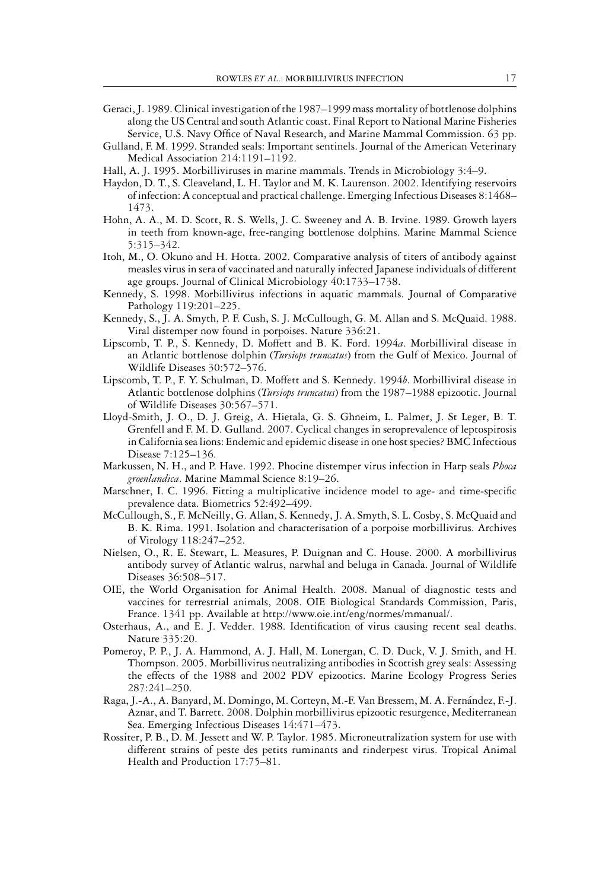Geraci, J. 1989. Clinical investigation of the 1987–1999 mass mortality of bottlenose dolphins along the US Central and south Atlantic coast. Final Report to National Marine Fisheries Service, U.S. Navy Office of Naval Research, and Marine Mammal Commission. 63 pp.

Gulland, F. M. 1999. Stranded seals: Important sentinels. Journal of the American Veterinary Medical Association 214:1191–1192.

Hall, A. J. 1995. Morbilliviruses in marine mammals. Trends in Microbiology 3:4–9.

Haydon, D. T., S. Cleaveland, L. H. Taylor and M. K. Laurenson. 2002. Identifying reservoirs of infection: A conceptual and practical challenge. Emerging Infectious Diseases 8:1468–1473.

Hohn, A. A., M. D. Scott, R. S. Wells, J. C. Sweeney and A. B. Irvine. 1989. Growth layers in teeth from known-age, free-ranging bottlenose dolphins. Marine Mammal Science 5:315–342.

Itoh, M., O. Okuno and H. Hotta. 2002. Comparative analysis of titers of antibody against measles virus in sera of vaccinated and naturally infected Japanese individuals of different age groups. Journal of Clinical Microbiology 40:1733–1738.

Kennedy, S. 1998. Morbillivirus infections in aquatic mammals. Journal of Comparative Pathology 119:201–225.

Kennedy, S., J. A. Smyth, P. F. Cush, S. J. McCullough, G. M. Allan and S. McQuaid. 1988. Viral distemper now found in porpoises. Nature 336:21.

Lipscomb, T. P., S. Kennedy, D. Moffett and B. K. Ford. 1994*a*. Morbilliviral disease in an Atlantic bottlenose dolphin (*Tursiops truncatus*) from the Gulf of Mexico. Journal of Wildlife Diseases 30:572–576.

Lipscomb, T. P., F. Y. Schulman, D. Moffett and S. Kennedy. 1994*b*. Morbilliviral disease in Atlantic bottlenose dolphins (*Tursiops truncatus*) from the 1987–1988 epizootic. Journal of Wildlife Diseases 30:567–571.

Lloyd-Smith, J. O., D. J. Greig, A. Hietala, G. S. Ghneim, L. Palmer, J. St Leger, B. T. Grenfell and F. M. D. Gulland. 2007. Cyclical changes in seroprevalence of leptospirosis in California sea lions: Endemic and epidemic disease in one host species? BMC Infectious Disease 7:125–136.

Markussen, N. H., and P. Have. 1992. Phocine distemper virus infection in Harp seals *Phoca groenlandica*. Marine Mammal Science 8:19–26.

Marschner, I. C. 1996. Fitting a multiplicative incidence model to age- and time-specific prevalence data. Biometrics 52:492–499.

McCullough, S., F. McNeilly, G. Allan, S. Kennedy, J. A. Smyth, S. L. Cosby, S. McQuaid and B. K. Rima. 1991. Isolation and characterisation of a porpoise morbillivirus. Archives of Virology 118:247–252.

Nielsen, O., R. E. Stewart, L. Measures, P. Duignan and C. House. 2000. A morbillivirus antibody survey of Atlantic walrus, narwhal and beluga in Canada. Journal of Wildlife Diseases 36:508–517.

OIE, the World Organisation for Animal Health. 2008. Manual of diagnostic tests and vaccines for terrestrial animals, 2008. OIE Biological Standards Commission, Paris, France. 1341 pp. Available at http://www.oie.int/eng/normes/mmanual/.

Osterhaus, A., and E. J. Vedder. 1988. Identification of virus causing recent seal deaths. Nature 335:20.

Pomeroy, P. P., J. A. Hammond, A. J. Hall, M. Lonergan, C. D. Duck, V. J. Smith, and H. Thompson. 2005. Morbillivirus neutralizing antibodies in Scottish grey seals: Assessing the effects of the 1988 and 2002 PDV epizootics. Marine Ecology Progress Series 287:241–250.

Raga, J.-A., A. Banyard, M. Domingo, M. Corteyn, M.-F. Van Bressem, M. A. Fernández, F.-J. Aznar, and T. Barrett. 2008. Dolphin morbillivirus epizootic resurgence, Mediterranean Sea. Emerging Infectious Diseases 14:471–473.

Rossiter, P. B., D. M. Jessett and W. P. Taylor. 1985. Microneutralization system for use with different strains of peste des petits ruminants and rinderpest virus. Tropical Animal Health and Production 17:75–81.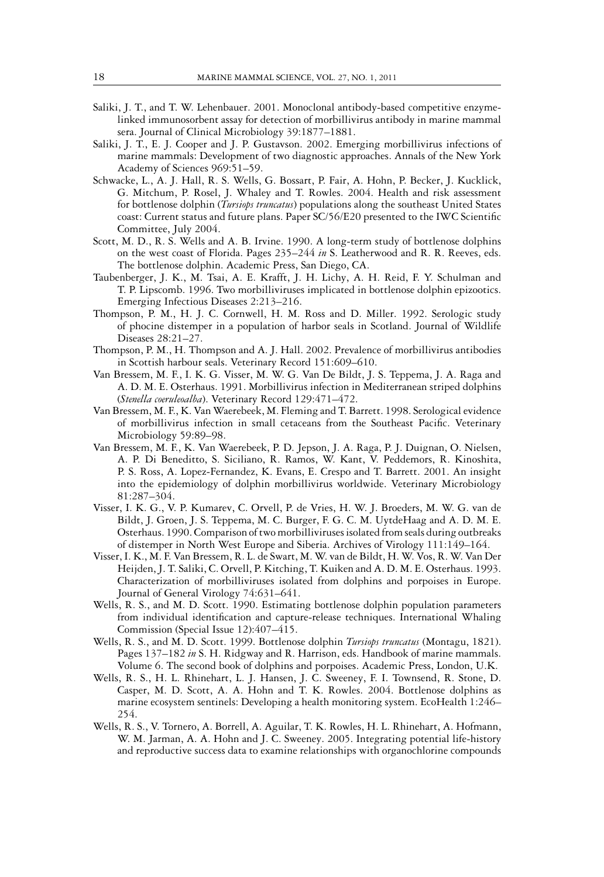Saliki, J. T., and T. W. Lehenbauer. 2001. Monoclonal antibody-based competitive enzyme-linked immunosorbent assay for detection of morbillivirus antibody in marine mammal sera. Journal of Clinical Microbiology 39:1877–1881.

Saliki, J. T., E. J. Cooper and J. P. Gustavson. 2002. Emerging morbillivirus infections of marine mammals: Development of two diagnostic approaches. Annals of the New York Academy of Sciences 969:51–59.

Schwacke, L., A. J. Hall, R. S. Wells, G. Bossart, P. Fair, A. Hohn, P. Becker, J. Kucklick, G. Mitchum, P. Rosel, J. Whaley and T. Rowles. 2004. Health and risk assessment for bottlenose dolphin (*Tursiops truncatus*) populations along the southeast United States coast: Current status and future plans. Paper SC/56/E20 presented to the IWC Scientific Committee, July 2004.

Scott, M. D., R. S. Wells and A. B. Irvine. 1990. A long-term study of bottlenose dolphins on the west coast of Florida. Pages 235–244 *in* S. Leatherwood and R. R. Reeves, eds. The bottlenose dolphin. Academic Press, San Diego, CA.

Taubenberger, J. K., M. Tsai, A. E. Krafft, J. H. Lichy, A. H. Reid, F. Y. Schulman and T. P. Lipscomb. 1996. Two morbilliviruses implicated in bottlenose dolphin epizootics. Emerging Infectious Diseases 2:213–216.

Thompson, P. M., H. J. C. Cornwell, H. M. Ross and D. Miller. 1992. Serologic study of phocine distemper in a population of harbor seals in Scotland. Journal of Wildlife Diseases 28:21–27.

Thompson, P. M., H. Thompson and A. J. Hall. 2002. Prevalence of morbillivirus antibodies in Scottish harbour seals. Veterinary Record 151:609–610.

Van Bressem, M. F., I. K. G. Visser, M. W. G. Van De Bildt, J. S. Teppema, J. A. Raga and A. D. M. E. Osterhaus. 1991. Morbillivirus infection in Mediterranean striped dolphins (*Stenella coeruleoalba*). Veterinary Record 129:471–472.

Van Bressem, M. F., K. Van Waerebeek, M. Fleming and T. Barrett. 1998. Serological evidence of morbillivirus infection in small cetaceans from the Southeast Pacific. Veterinary Microbiology 59:89–98.

Van Bressem, M. F., K. Van Waerebeek, P. D. Jepson, J. A. Raga, P. J. Duignan, O. Nielsen, A. P. Di Beneditto, S. Siciliano, R. Ramos, W. Kant, V. Peddemors, R. Kinoshita, P. S. Ross, A. Lopez-Fernandez, K. Evans, E. Crespo and T. Barrett. 2001. An insight into the epidemiology of dolphin morbillivirus worldwide. Veterinary Microbiology 81:287–304.

Visser, I. K. G., V. P. Kumarev, C. Orvell, P. de Vries, H. W. J. Broeders, M. W. G. van de Bildt, J. Groen, J. S. Teppema, M. C. Burger, F. G. C. M. UytdeHaag and A. D. M. E. Osterhaus. 1990. Comparison of two morbilliviruses isolated from seals during outbreaks of distemper in North West Europe and Siberia. Archives of Virology 111:149–164.

Visser, I. K., M. F. Van Bressem, R. L. de Swart, M. W. van de Bildt, H. W. Vos, R. W. Van Der Heijden, J. T. Saliki, C. Orvell, P. Kitching, T. Kuiken and A. D. M. E. Osterhaus. 1993. Characterization of morbilliviruses isolated from dolphins and porpoises in Europe. Journal of General Virology 74:631–641.

Wells, R. S., and M. D. Scott. 1990. Estimating bottlenose dolphin population parameters from individual identification and capture-release techniques. International Whaling Commission (Special Issue 12):407–415.

Wells, R. S., and M. D. Scott. 1999. Bottlenose dolphin *Tursiops truncatus* (Montagu, 1821). Pages 137–182 *in* S. H. Ridgway and R. Harrison, eds. Handbook of marine mammals. Volume 6. The second book of dolphins and porpoises. Academic Press, London, U.K.

Wells, R. S., H. L. Rhinehart, L. J. Hansen, J. C. Sweeney, F. I. Townsend, R. Stone, D. Casper, M. D. Scott, A. A. Hohn and T. K. Rowles. 2004. Bottlenose dolphins as marine ecosystem sentinels: Developing a health monitoring system. EcoHealth 1:246–254.

Wells, R. S., V. Tornero, A. Borrell, A. Aguilar, T. K. Rowles, H. L. Rhinehart, A. Hofmann, W. M. Jarman, A. A. Hohn and J. C. Sweeney. 2005. Integrating potential life-history and reproductive success data to examine relationships with organochlorine compounds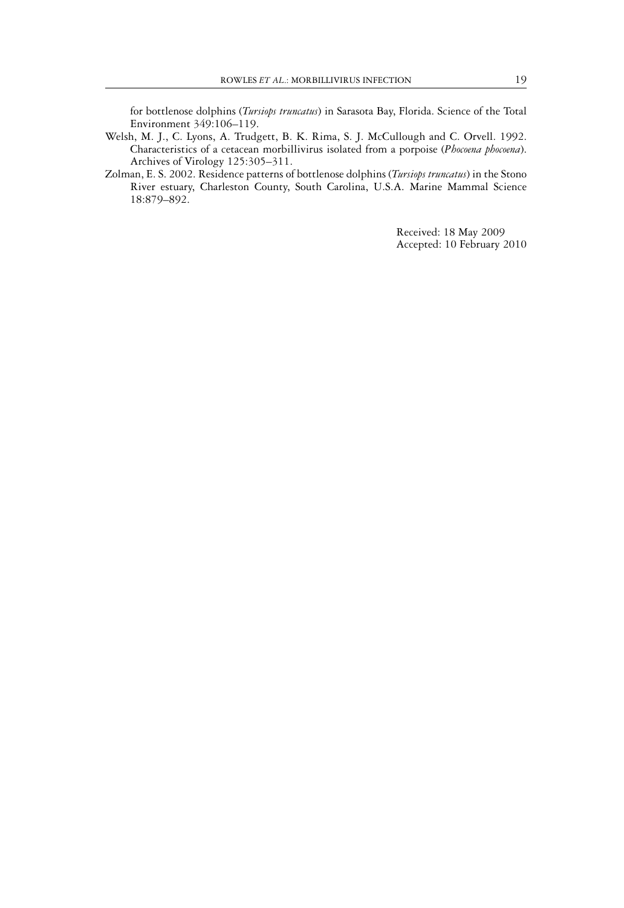for bottlenose dolphins (*Tursiops truncatus*) in Sarasota Bay, Florida. Science of the Total Environment 349:106–119.

Welsh, M. J., C. Lyons, A. Trudgett, B. K. Rima, S. J. McCullough and C. Orvell. 1992. Characteristics of a cetacean morbillivirus isolated from a porpoise (*Phocoena phocoena*). Archives of Virology 125:305–311.

Zolman, E. S. 2002. Residence patterns of bottlenose dolphins (*Tursiops truncatus*) in the Stono River estuary, Charleston County, South Carolina, U.S.A. Marine Mammal Science 18:879–892.

Received: 18 May 2009
Accepted: 10 February 2010